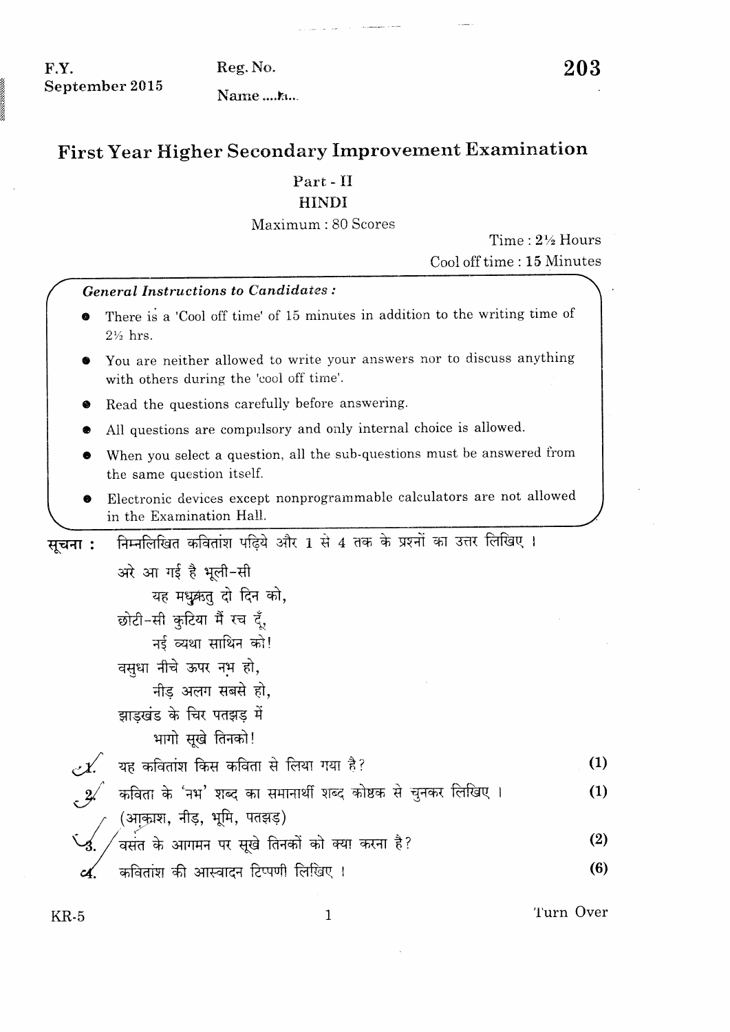F.Y.
September 2015

Reg. No.

Name ....

**203**

# First Year Higher Secondary Improvement Examination

## Part - II
## HINDI

Maximum : 80 Scores

Time : 2½ Hours
Cool off time : 15 Minutes

***General Instructions to Candidates :***

- There is a 'Cool off time' of 15 minutes in addition to the writing time of 2½ hrs.
- You are neither allowed to write your answers nor to discuss anything with others during the 'cool off time'.
- Read the questions carefully before answering.
- All questions are compulsory and only internal choice is allowed.
- When you select a question, all the sub-questions must be answered from the same question itself.
- Electronic devices except nonprogrammable calculators are not allowed in the Examination Hall.

**सूचना :** निम्नलिखित कवितांश पढ़िये और 1 से 4 तक के प्रश्नों का उत्तर लिखिए ।

अरे आ गई है भूली-सी
यह मधुऋतु दो दिन को,
छोटी-सी कुटिया मैं रच दूँ,
नई व्यथा साथिन को!
वसुधा नीचे ऊपर नभ हो,
नीड़ अलग सबसे हो,
झाड़खंड के चिर पतझड़ में
भागो सूखे तिनको!

1. यह कवितांश किस कविता से लिया गया है? **(1)**
2. कविता के 'नभ' शब्द का समानार्थी शब्द कोष्ठक से चुनकर लिखिए । **(1)**
   (आकाश, नीड़, भूमि, पतझड़)
3. वसंत के आगमन पर सूखे तिनकों को क्या करना है? **(2)**
4. कवितांश की आस्वादन टिप्पणी लिखिए । **(6)**

KR-5

Turn Over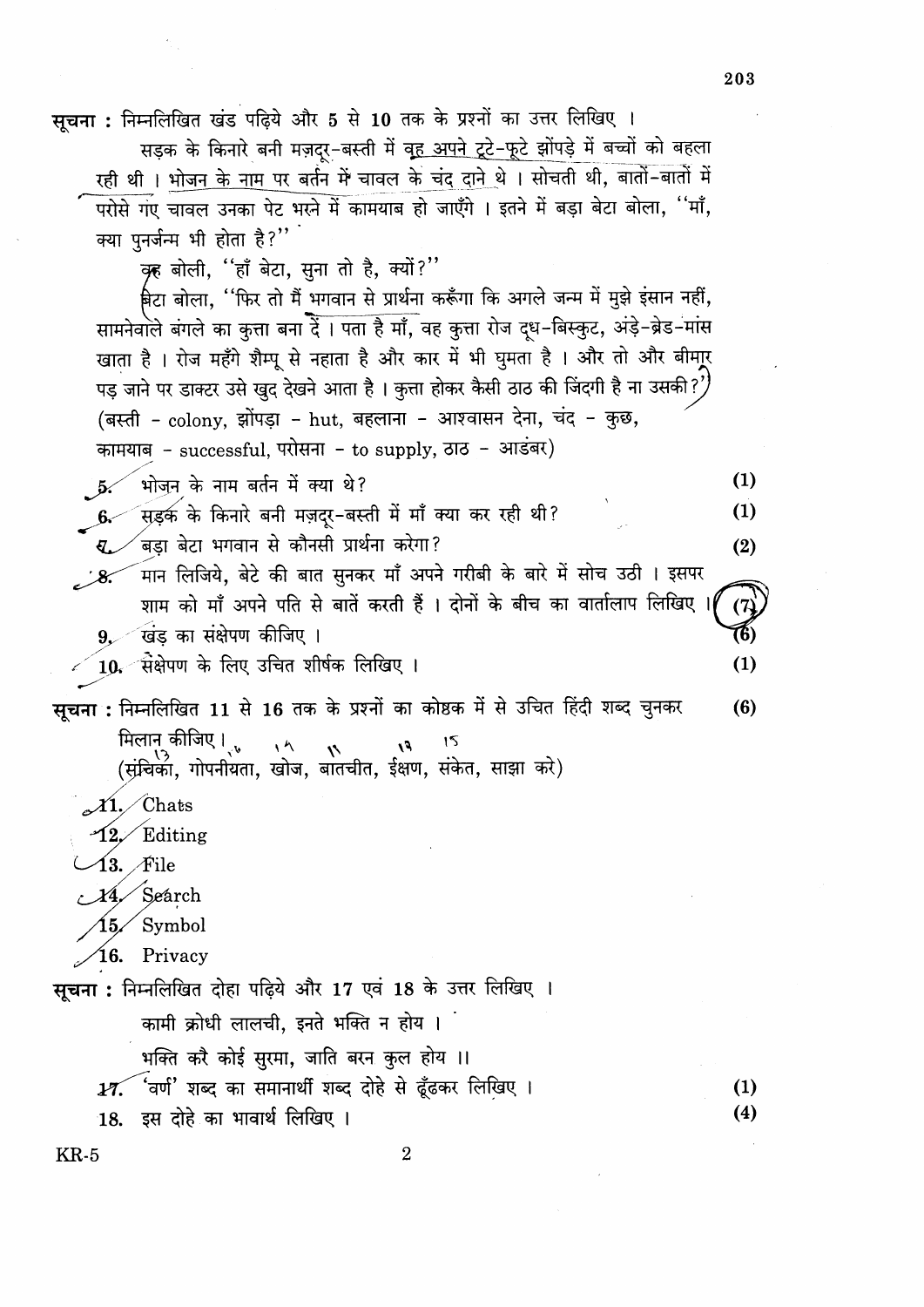**सूचना :** निम्नलिखित खंड पढ़िये और 5 से 10 तक के प्रश्नों का उत्तर लिखिए ।

सड़क के किनारे बनी मज़दूर-बस्ती में वह अपने टूटे-फूटे झोंपड़े में बच्चों को बहला रही थी । भोजन के नाम पर बर्तन में चावल के चंद दाने थे । सोचती थी, बातों-बातों में परोसे गए चावल उनका पेट भरने में कामयाब हो जाएँगे । इतने में बड़ा बेटा बोला, "माँ, क्या पुनर्जन्म भी होता है?"

वह बोली, "हाँ बेटा, सुना तो है, क्यों?"

बेटा बोला, "फिर तो मैं भगवान से प्रार्थना करूँगा कि अगले जन्म में मुझे इंसान नहीं, सामनेवाले बंगले का कुत्ता बना दें । पता है माँ, वह कुत्ता रोज दूध-बिस्कुट, अंड़े-ब्रेड-मांस खाता है । रोज महँगे शैम्पू से नहाता है और कार में भी घुमता है । और तो और बीमार पड़ जाने पर डाक्टर उसे खुद देखने आता है । कुत्ता होकर कैसी ठाठ की जिंदगी है ना उसकी?"

(बस्ती - colony, झोंपड़ा - hut, बहलाना - आश्वासन देना, चंद - कुछ, कामयाब - successful, परोसना - to supply, ठाठ - आडंबर)

5. भोजन के नाम बर्तन में क्या थे? (1)
6. सड़क के किनारे बनी मज़दूर-बस्ती में माँ क्या कर रही थी? (1)
7. बड़ा बेटा भगवान से कौनसी प्रार्थना करेगा? (2)
8. मान लिजिये, बेटे की बात सुनकर माँ अपने गरीबी के बारे में सोच उठी । इसपर शाम को माँ अपने पति से बातें करती हैं । दोनों के बीच का वार्तालाप लिखिए । (7)
9. खंड का संक्षेपण कीजिए । (6)
10. संक्षेपण के लिए उचित शीर्षक लिखिए । (1)

**सूचना :** निम्नलिखित 11 से 16 तक के प्रश्नों का कोष्ठक में से उचित हिंदी शब्द चुनकर मिलान कीजिए । (6)

(संचिका, गोपनीयता, खोज, बातचीत, ईक्षण, संकेत, साझा करे)

11. Chats
12. Editing
13. File
14. Search
15. Symbol
16. Privacy

**सूचना :** निम्नलिखित दोहा पढ़िये और 17 एवं 18 के उत्तर लिखिए ।

कामी क्रोधी लालची, इनते भक्ति न होय ।

भक्ति करै कोई सुरमा, जाति बरन कुल होय ।।

17. 'वर्ण' शब्द का समानार्थी शब्द दोहे से ढूँढकर लिखिए । (1)
18. इस दोहे का भावार्थ लिखिए । (4)

KR-5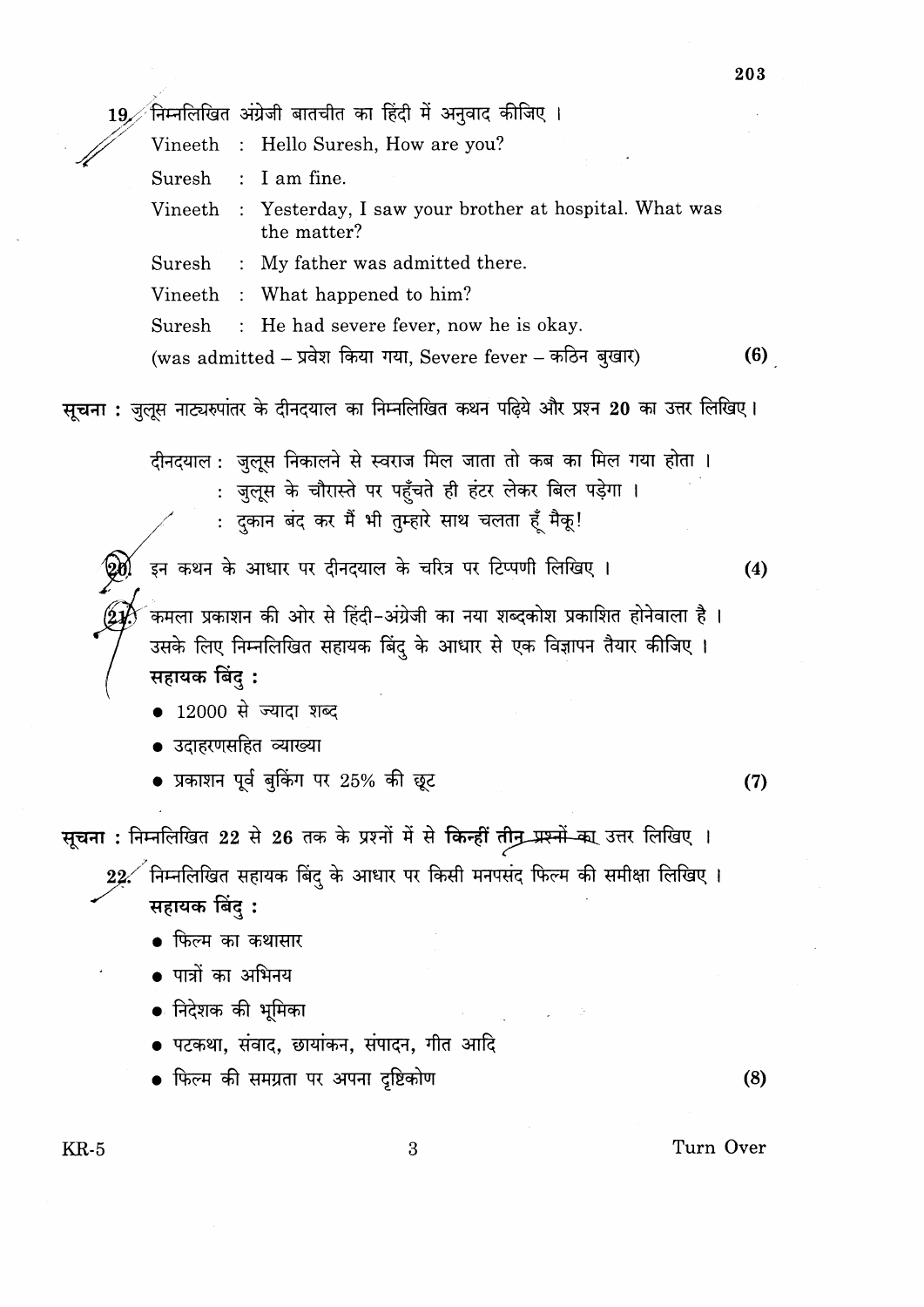19. निम्नलिखित अंग्रेजी बातचीत का हिंदी में अनुवाद कीजिए ।

Vineeth : Hello Suresh, How are you?

Suresh : I am fine.

Vineeth : Yesterday, I saw your brother at hospital. What was the matter?

Suresh : My father was admitted there.

Vineeth : What happened to him?

Suresh : He had severe fever, now he is okay.

(was admitted – प्रवेश किया गया, Severe fever – कठिन बुखार) **(6)**

**सूचना :** जुलूस नाट्यरुपांतर के दीनदयाल का निम्नलिखित कथन पढ़िये और प्रश्न **20** का उत्तर लिखिए।

दीनदयाल : जुलूस निकालने से स्वराज मिल जाता तो कब का मिल गया होता ।
: जुलूस के चौरास्ते पर पहुँचते ही हंटर लेकर बिल पड़ेगा ।
: दुकान बंद कर मैं भी तुम्हारे साथ चलता हूँ मैकू!

20. इन कथन के आधार पर दीनदयाल के चरित्र पर टिप्पणी लिखिए । **(4)**

21. कमला प्रकाशन की ओर से हिंदी-अंग्रेजी का नया शब्दकोश प्रकाशित होनेवाला है । उसके लिए निम्नलिखित सहायक बिंदु के आधार से एक विज्ञापन तैयार कीजिए ।

**सहायक बिंदु :**

- 12000 से ज्यादा शब्द
- उदाहरणसहित व्याख्या
- प्रकाशन पूर्व बुकिंग पर 25% की छूट **(7)**

**सूचना :** निम्नलिखित 22 से 26 तक के प्रश्नों में से **किन्हीं तीन प्रश्नों का** उत्तर लिखिए ।

22. निम्नलिखित सहायक बिंदु के आधार पर किसी मनपसंद फिल्म की समीक्षा लिखिए ।

**सहायक बिंदु :**

- फिल्म का कथासार
- पात्रों का अभिनय
- निदेशक की भूमिका
- पटकथा, संवाद, छायांकन, संपादन, गीत आदि
- फिल्म की समग्रता पर अपना दृष्टिकोण **(8)**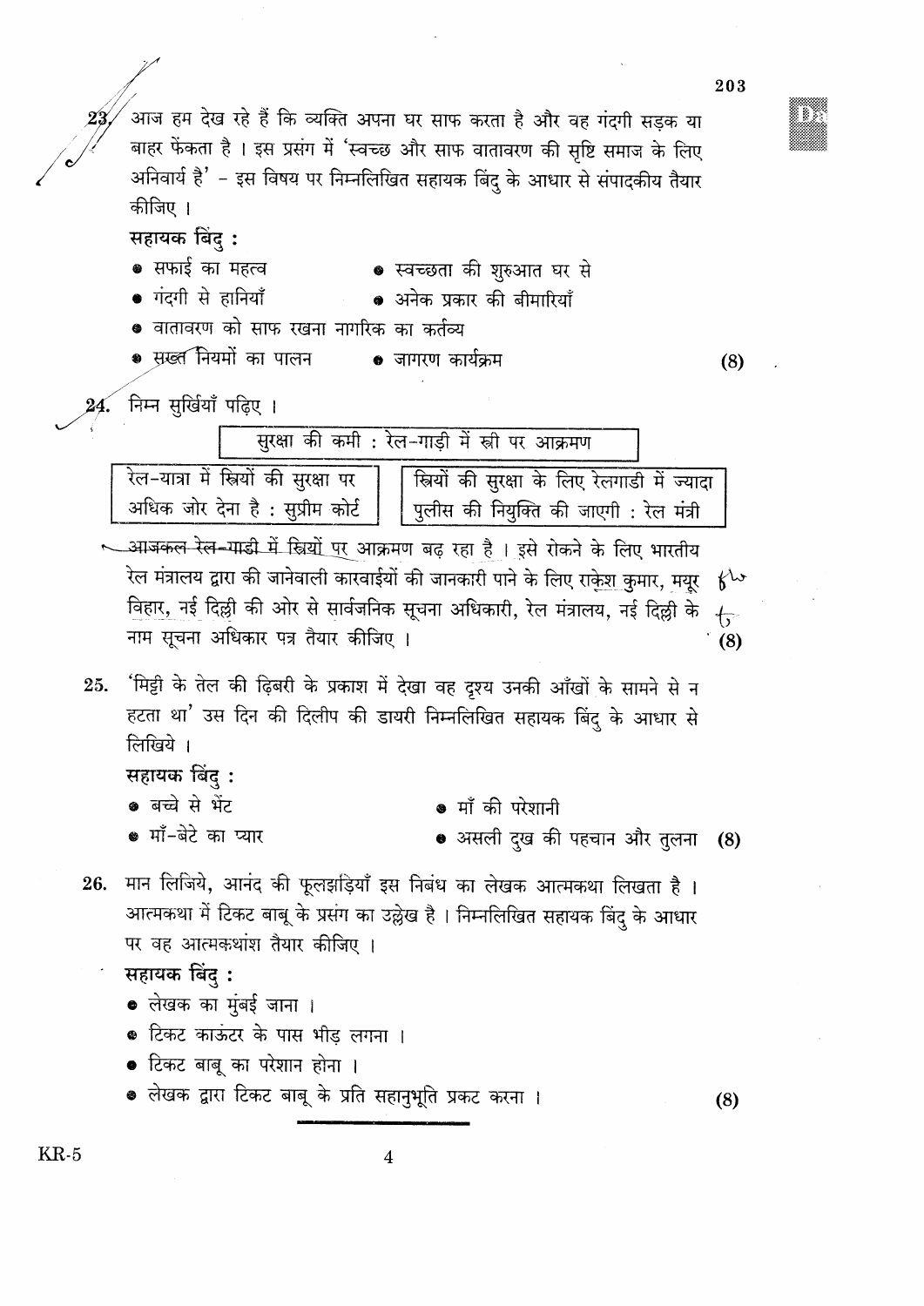23. आज हम देख रहे हैं कि व्यक्ति अपना घर साफ करता है और वह गंदगी सड़क या बाहर फेंकता है । इस प्रसंग में 'स्वच्छ और साफ वातावरण की सृष्टि समाज के लिए अनिवार्य है' – इस विषय पर निम्नलिखित सहायक बिंदु के आधार से संपादकीय तैयार कीजिए ।

**सहायक बिंदु :**

- सफाई का महत्व
- स्वच्छता की शुरुआत घर से
- गंदगी से हानियाँ
- अनेक प्रकार की बीमारियाँ
- वातावरण को साफ रखना नागरिक का कर्तव्य
- सख्त नियमों का पालन
- जागरण कार्यक्रम

(8)

24. निम्न सुर्खियाँ पढ़िए ।

| सुरक्षा की कमी : रेल-गाड़ी में स्त्री पर आक्रमण |
|---|

| रेल-यात्रा में स्त्रियों की सुरक्षा पर अधिक जोर देना है : सुप्रीम कोर्ट | स्त्रियों की सुरक्षा के लिए रेलगाडी में ज्यादा पुलीस की नियुक्ति की जाएगी : रेल मंत्री |
|---|---|

आजकल रेल-गाडी में स्त्रियों पर आक्रमण बढ़ रहा है । इसे रोकने के लिए भारतीय रेल मंत्रालय द्वारा की जानेवाली कारवाईयों की जानकारी पाने के लिए राकेश कुमार, मयूर विहार, नई दिल्ली की ओर से सार्वजनिक सूचना अधिकारी, रेल मंत्रालय, नई दिल्ली के नाम सूचना अधिकार पत्र तैयार कीजिए ।

(8)

25. 'मिट्टी के तेल की ढ़िबरी के प्रकाश में देखा वह दृश्य उनकी आँखों के सामने से न हटता था' उस दिन की दिलीप की डायरी निम्नलिखित सहायक बिंदु के आधार से लिखिये ।

**सहायक बिंदु :**

- बच्चे से भेंट
- माँ की परेशानी
- माँ-बेटे का प्यार
- असली दुख की पहचान और तुलना

(8)

26. मान लिजिये, आनंद की फूलझड़ियाँ इस निबंध का लेखक आत्मकथा लिखता है । आत्मकथा में टिकट बाबू के प्रसंग का उल्लेख है । निम्नलिखित सहायक बिंदु के आधार पर वह आत्मकथांश तैयार कीजिए ।

**सहायक बिंदु :**

- लेखक का मुंबई जाना ।
- टिकट काऊंटर के पास भीड़ लगना ।
- टिकट बाबू का परेशान होना ।
- लेखक द्वारा टिकट बाबू के प्रति सहानुभूति प्रकट करना ।

(8)